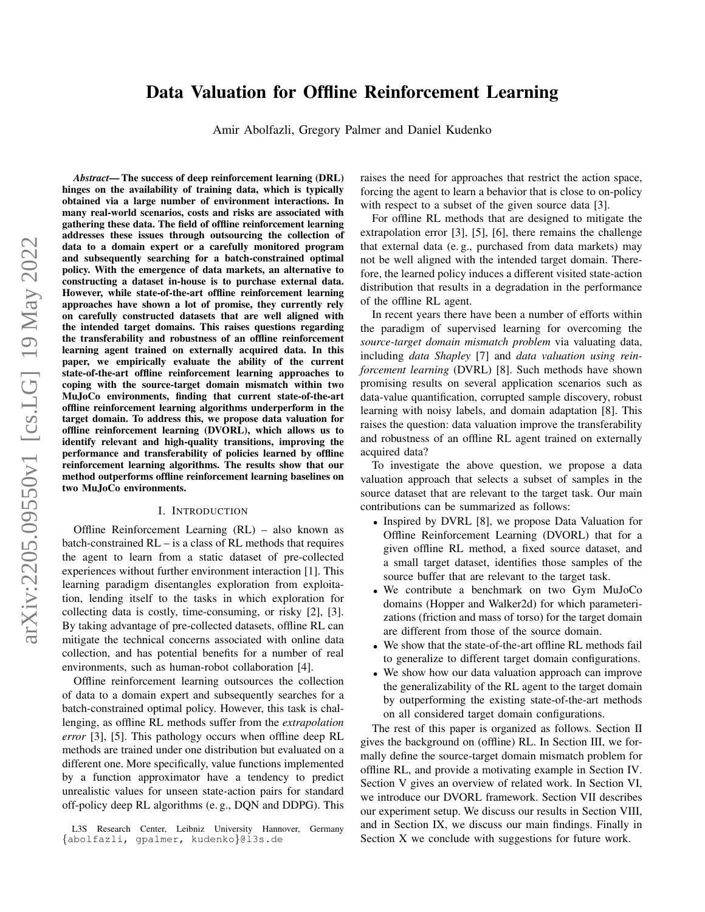# Data Valuation for Offline Reinforcement Learning

Amir Abolfazli, Gregory Palmer and Daniel Kudenko

***Abstract*— The success of deep reinforcement learning (DRL) hinges on the availability of training data, which is typically obtained via a large number of environment interactions. In many real-world scenarios, costs and risks are associated with gathering these data. The field of offline reinforcement learning addresses these issues through outsourcing the collection of data to a domain expert or a carefully monitored program and subsequently searching for a batch-constrained optimal policy. With the emergence of data markets, an alternative to constructing a dataset in-house is to purchase external data. However, while state-of-the-art offline reinforcement learning approaches have shown a lot of promise, they currently rely on carefully constructed datasets that are well aligned with the intended target domains. This raises questions regarding the transferability and robustness of an offline reinforcement learning agent trained on externally acquired data. In this paper, we empirically evaluate the ability of the current state-of-the-art offline reinforcement learning approaches to coping with the source-target domain mismatch within two MuJoCo environments, finding that current state-of-the-art offline reinforcement learning algorithms underperform in the target domain. To address this, we propose data valuation for offline reinforcement learning (DVORL), which allows us to identify relevant and high-quality transitions, improving the performance and transferability of policies learned by offline reinforcement learning algorithms. The results show that our method outperforms offline reinforcement learning baselines on two MuJoCo environments.**

## I. Introduction

Offline Reinforcement Learning (RL) – also known as batch-constrained RL – is a class of RL methods that requires the agent to learn from a static dataset of pre-collected experiences without further environment interaction [1]. This learning paradigm disentangles exploration from exploitation, lending itself to the tasks in which exploration for collecting data is costly, time-consuming, or risky [2], [3]. By taking advantage of pre-collected datasets, offline RL can mitigate the technical concerns associated with online data collection, and has potential benefits for a number of real environments, such as human-robot collaboration [4].

Offline reinforcement learning outsources the collection of data to a domain expert and subsequently searches for a batch-constrained optimal policy. However, this task is challenging, as offline RL methods suffer from the *extrapolation error* [3], [5]. This pathology occurs when offline deep RL methods are trained under one distribution but evaluated on a different one. More specifically, value functions implemented by a function approximator have a tendency to predict unrealistic values for unseen state-action pairs for standard off-policy deep RL algorithms (e. g., DQN and DDPG). This raises the need for approaches that restrict the action space, forcing the agent to learn a behavior that is close to on-policy with respect to a subset of the given source data [3].

For offline RL methods that are designed to mitigate the extrapolation error [3], [5], [6], there remains the challenge that external data (e. g., purchased from data markets) may not be well aligned with the intended target domain. Therefore, the learned policy induces a different visited state-action distribution that results in a degradation in the performance of the offline RL agent.

In recent years there have been a number of efforts within the paradigm of supervised learning for overcoming the *source-target domain mismatch problem* via valuating data, including *data Shapley* [7] and *data valuation using reinforcement learning* (DVRL) [8]. Such methods have shown promising results on several application scenarios such as data-value quantification, corrupted sample discovery, robust learning with noisy labels, and domain adaptation [8]. This raises the question: data valuation improve the transferability and robustness of an offline RL agent trained on externally acquired data?

To investigate the above question, we propose a data valuation approach that selects a subset of samples in the source dataset that are relevant to the target task. Our main contributions can be summarized as follows:

- Inspired by DVRL [8], we propose Data Valuation for Offline Reinforcement Learning (DVORL) that for a given offline RL method, a fixed source dataset, and a small target dataset, identifies those samples of the source buffer that are relevant to the target task.
- We contribute a benchmark on two Gym MuJoCo domains (Hopper and Walker2d) for which parameterizations (friction and mass of torso) for the target domain are different from those of the source domain.
- We show that the state-of-the-art offline RL methods fail to generalize to different target domain configurations.
- We show how our data valuation approach can improve the generalizability of the RL agent to the target domain by outperforming the existing state-of-the-art methods on all considered target domain configurations.

The rest of this paper is organized as follows. Section II gives the background on (offline) RL. In Section III, we formally define the source-target domain mismatch problem for offline RL, and provide a motivating example in Section IV. Section V gives an overview of related work. In Section VI, we introduce our DVORL framework. Section VII describes our experiment setup. We discuss our results in Section VIII, and in Section IX, we discuss our main findings. Finally in Section X we conclude with suggestions for future work.

L3S Research Center, Leibniz University Hannover, Germany {abolfazli, gpalmer, kudenko}@l3s.de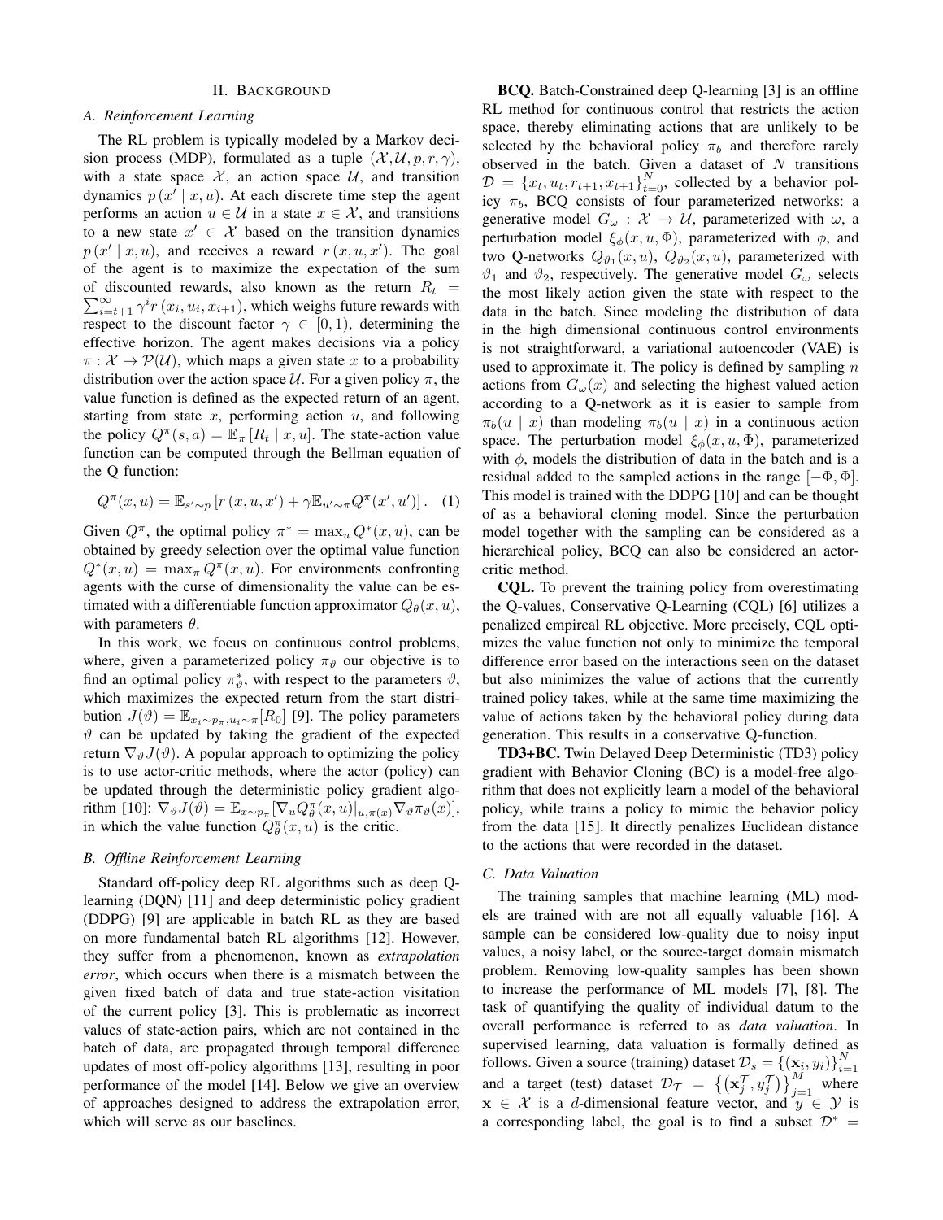## II. Background

### A. Reinforcement Learning

The RL problem is typically modeled by a Markov decision process (MDP), formulated as a tuple $(\mathcal{X}, \mathcal{U}, p, r, \gamma)$, with a state space $\mathcal{X}$, an action space $\mathcal{U}$, and transition dynamics $p(x' \mid x, u)$. At each discrete time step the agent performs an action $u \in \mathcal{U}$ in a state $x \in \mathcal{X}$, and transitions to a new state $x' \in \mathcal{X}$ based on the transition dynamics $p(x' \mid x, u)$, and receives a reward $r(x, u, x')$. The goal of the agent is to maximize the expectation of the sum of discounted rewards, also known as the return $R_t = \sum_{i=t+1}^{\infty} \gamma^i r(x_i, u_i, x_{i+1})$, which weighs future rewards with respect to the discount factor $\gamma \in [0, 1)$, determining the effective horizon. The agent makes decisions via a policy $\pi : \mathcal{X} \to \mathcal{P}(\mathcal{U})$, which maps a given state $x$ to a probability distribution over the action space $\mathcal{U}$. For a given policy $\pi$, the value function is defined as the expected return of an agent, starting from state $x$, performing action $u$, and following the policy $Q^{\pi}(s, a) = \mathbb{E}_{\pi}[R_t \mid x, u]$. The state-action value function can be computed through the Bellman equation of the Q function:

$$Q^{\pi}(x, u) = \mathbb{E}_{s' \sim p}\left[r(x, u, x') + \gamma \mathbb{E}_{u' \sim \pi} Q^{\pi}(x', u')\right]. \quad (1)$$

Given $Q^{\pi}$, the optimal policy $\pi^* = \max_u Q^*(x, u)$, can be obtained by greedy selection over the optimal value function $Q^*(x, u) = \max_{\pi} Q^{\pi}(x, u)$. For environments confronting agents with the curse of dimensionality the value can be estimated with a differentiable function approximator $Q_{\theta}(x, u)$, with parameters $\theta$.

In this work, we focus on continuous control problems, where, given a parameterized policy $\pi_{\vartheta}$ our objective is to find an optimal policy $\pi_{\vartheta}^*$, with respect to the parameters $\vartheta$, which maximizes the expected return from the start distribution $J(\vartheta) = \mathbb{E}_{x_i \sim p_{\pi}, u_i \sim \pi}[R_0]$ [9]. The policy parameters $\vartheta$ can be updated by taking the gradient of the expected return $\nabla_{\vartheta} J(\vartheta)$. A popular approach to optimizing the policy is to use actor-critic methods, where the actor (policy) can be updated through the deterministic policy gradient algorithm [10]: $\nabla_{\vartheta} J(\vartheta) = \mathbb{E}_{x \sim p_{\pi}}[\nabla_u Q_{\theta}^{\pi}(x, u)|_{u, \pi(x)} \nabla_{\vartheta} \pi_{\vartheta}(x)]$, in which the value function $Q_{\theta}^{\pi}(x, u)$ is the critic.

### B. Offline Reinforcement Learning

Standard off-policy deep RL algorithms such as deep Q-learning (DQN) [11] and deep deterministic policy gradient (DDPG) [9] are applicable in batch RL as they are based on more fundamental batch RL algorithms [12]. However, they suffer from a phenomenon, known as *extrapolation error*, which occurs when there is a mismatch between the given fixed batch of data and true state-action visitation of the current policy [3]. This is problematic as incorrect values of state-action pairs, which are not contained in the batch of data, are propagated through temporal difference updates of most off-policy algorithms [13], resulting in poor performance of the model [14]. Below we give an overview of approaches designed to address the extrapolation error, which will serve as our baselines.

**BCQ.** Batch-Constrained deep Q-learning [3] is an offline RL method for continuous control that restricts the action space, thereby eliminating actions that are unlikely to be selected by the behavioral policy $\pi_b$ and therefore rarely observed in the batch. Given a dataset of $N$ transitions $\mathcal{D} = \{x_t, u_t, r_{t+1}, x_{t+1}\}_{t=0}^{N}$, collected by a behavior policy $\pi_b$, BCQ consists of four parameterized networks: a generative model $G_{\omega} : \mathcal{X} \to \mathcal{U}$, parameterized with $\omega$, a perturbation model $\xi_{\phi}(x, u, \Phi)$, parameterized with $\phi$, and two Q-networks $Q_{\vartheta_1}(x, u)$, $Q_{\vartheta_2}(x, u)$, parameterized with $\vartheta_1$ and $\vartheta_2$, respectively. The generative model $G_{\omega}$ selects the most likely action given the state with respect to the data in the batch. Since modeling the distribution of data in the high dimensional continuous control environments is not straightforward, a variational autoencoder (VAE) is used to approximate it. The policy is defined by sampling $n$ actions from $G_{\omega}(x)$ and selecting the highest valued action according to a Q-network as it is easier to sample from $\pi_b(u \mid x)$ than modeling $\pi_b(u \mid x)$ in a continuous action space. The perturbation model $\xi_{\phi}(x, u, \Phi)$, parameterized with $\phi$, models the distribution of data in the batch and is a residual added to the sampled actions in the range $[-\Phi, \Phi]$. This model is trained with the DDPG [10] and can be thought of as a behavioral cloning model. Since the perturbation model together with the sampling can be considered as a hierarchical policy, BCQ can also be considered an actor-critic method.

**CQL.** To prevent the training policy from overestimating the Q-values, Conservative Q-Learning (CQL) [6] utilizes a penalized empircal RL objective. More precisely, CQL optimizes the value function not only to minimize the temporal difference error based on the interactions seen on the dataset but also minimizes the value of actions that the currently trained policy takes, while at the same time maximizing the value of actions taken by the behavioral policy during data generation. This results in a conservative Q-function.

**TD3+BC.** Twin Delayed Deep Deterministic (TD3) policy gradient with Behavior Cloning (BC) is a model-free algorithm that does not explicitly learn a model of the behavioral policy, while trains a policy to mimic the behavior policy from the data [15]. It directly penalizes Euclidean distance to the actions that were recorded in the dataset.

### C. Data Valuation

The training samples that machine learning (ML) models are trained with are not all equally valuable [16]. A sample can be considered low-quality due to noisy input values, a noisy label, or the source-target domain mismatch problem. Removing low-quality samples has been shown to increase the performance of ML models [7], [8]. The task of quantifying the quality of individual datum to the overall performance is referred to as *data valuation*. In supervised learning, data valuation is formally defined as follows. Given a source (training) dataset $\mathcal{D}_s = \{(\mathbf{x}_i, y_i)\}_{i=1}^{N}$ and a target (test) dataset $\mathcal{D}_{\mathcal{T}} = \left\{\left(\mathbf{x}_j^{\mathcal{T}}, y_j^{\mathcal{T}}\right)\right\}_{j=1}^{M}$ where $\mathbf{x} \in \mathcal{X}$ is a $d$-dimensional feature vector, and $y \in \mathcal{Y}$ is a corresponding label, the goal is to find a subset $\mathcal{D}^* =$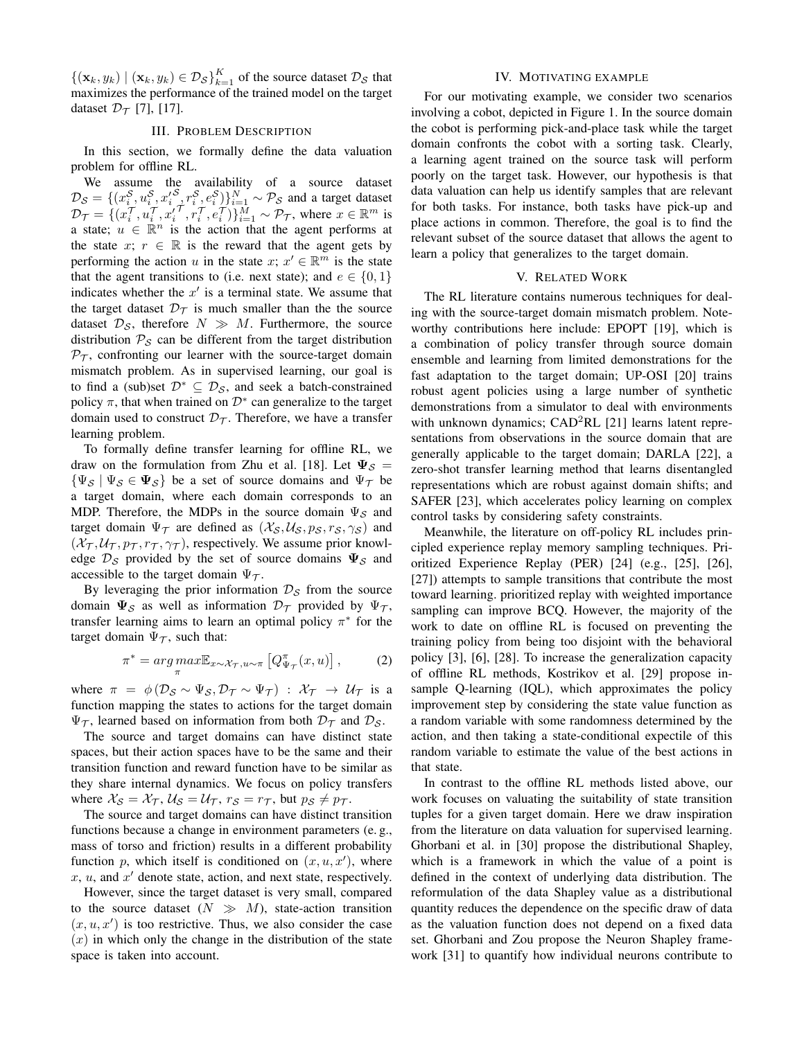$\{(\mathbf{x}_k, y_k) \mid (\mathbf{x}_k, y_k) \in \mathcal{D}_\mathcal{S}\}_{k=1}^K$ of the source dataset $\mathcal{D}_\mathcal{S}$ that maximizes the performance of the trained model on the target dataset $\mathcal{D}_\mathcal{T}$ [7], [17].

## III. Problem Description

In this section, we formally define the data valuation problem for offline RL.

We assume the availability of a source dataset $\mathcal{D}_\mathcal{S} = \{(x_i^\mathcal{S}, u_i^\mathcal{S}, {x'}_i^\mathcal{S}, r_i^\mathcal{S}, e_i^\mathcal{S})\}_{i=1}^N \sim \mathcal{P}_\mathcal{S}$ and a target dataset $\mathcal{D}_\mathcal{T} = \{(x_i^\mathcal{T}, u_i^\mathcal{T}, {x'}_i^\mathcal{T}, r_i^\mathcal{T}, e_i^\mathcal{T})\}_{i=1}^M \sim \mathcal{P}_\mathcal{T}$, where $x \in \mathbb{R}^m$ is a state; $u \in \mathbb{R}^n$ is the action that the agent performs at the state $x$; $r \in \mathbb{R}$ is the reward that the agent gets by performing the action $u$ in the state $x$; $x' \in \mathbb{R}^m$ is the state that the agent transitions to (i.e. next state); and $e \in \{0, 1\}$ indicates whether the $x'$ is a terminal state. We assume that the target dataset $\mathcal{D}_\mathcal{T}$ is much smaller than the the source dataset $\mathcal{D}_\mathcal{S}$, therefore $N \gg M$. Furthermore, the source distribution $\mathcal{P}_\mathcal{S}$ can be different from the target distribution $\mathcal{P}_\mathcal{T}$, confronting our learner with the source-target domain mismatch problem. As in supervised learning, our goal is to find a (sub)set $\mathcal{D}^* \subseteq \mathcal{D}_\mathcal{S}$, and seek a batch-constrained policy $\pi$, that when trained on $\mathcal{D}^*$ can generalize to the target domain used to construct $\mathcal{D}_\mathcal{T}$. Therefore, we have a transfer learning problem.

To formally define transfer learning for offline RL, we draw on the formulation from Zhu et al. [18]. Let $\mathbf{\Psi}_\mathcal{S} = \{\Psi_\mathcal{S} \mid \Psi_\mathcal{S} \in \mathbf{\Psi}_\mathcal{S}\}$ be a set of source domains and $\Psi_\mathcal{T}$ be a target domain, where each domain corresponds to an MDP. Therefore, the MDPs in the source domain $\Psi_\mathcal{S}$ and target domain $\Psi_\mathcal{T}$ are defined as $(\mathcal{X}_\mathcal{S}, \mathcal{U}_\mathcal{S}, p_\mathcal{S}, r_\mathcal{S}, \gamma_\mathcal{S})$ and $(\mathcal{X}_\mathcal{T}, \mathcal{U}_\mathcal{T}, p_\mathcal{T}, r_\mathcal{T}, \gamma_\mathcal{T})$, respectively. We assume prior knowledge $\mathcal{D}_\mathcal{S}$ provided by the set of source domains $\mathbf{\Psi}_\mathcal{S}$ and accessible to the target domain $\Psi_\mathcal{T}$.

By leveraging the prior information $\mathcal{D}_\mathcal{S}$ from the source domain $\mathbf{\Psi}_\mathcal{S}$ as well as information $\mathcal{D}_\mathcal{T}$ provided by $\Psi_\mathcal{T}$, transfer learning aims to learn an optimal policy $\pi^*$ for the target domain $\Psi_\mathcal{T}$, such that:

$$\pi^* = arg\max_\pi \mathbb{E}_{x \sim \mathcal{X}_\mathcal{T}, u \sim \pi}\left[Q^\pi_{\Psi_\mathcal{T}}(x, u)\right], \tag{2}$$

where $\pi = \phi(\mathcal{D}_\mathcal{S} \sim \Psi_\mathcal{S}, \mathcal{D}_\mathcal{T} \sim \Psi_\mathcal{T}) : \mathcal{X}_\mathcal{T} \to \mathcal{U}_\mathcal{T}$ is a function mapping the states to actions for the target domain $\Psi_\mathcal{T}$, learned based on information from both $\mathcal{D}_\mathcal{T}$ and $\mathcal{D}_\mathcal{S}$.

The source and target domains can have distinct state spaces, but their action spaces have to be the same and their transition function and reward function have to be similar as they share internal dynamics. We focus on policy transfers where $\mathcal{X}_\mathcal{S} = \mathcal{X}_\mathcal{T}$, $\mathcal{U}_\mathcal{S} = \mathcal{U}_\mathcal{T}$, $r_\mathcal{S} = r_\mathcal{T}$, but $p_\mathcal{S} \neq p_\mathcal{T}$.

The source and target domains can have distinct transition functions because a change in environment parameters (e. g., mass of torso and friction) results in a different probability function $p$, which itself is conditioned on $(x, u, x')$, where $x$, $u$, and $x'$ denote state, action, and next state, respectively.

However, since the target dataset is very small, compared to the source dataset ($N \gg M$), state-action transition $(x, u, x')$ is too restrictive. Thus, we also consider the case $(x)$ in which only the change in the distribution of the state space is taken into account.

## IV. Motivating Example

For our motivating example, we consider two scenarios involving a cobot, depicted in Figure 1. In the source domain the cobot is performing pick-and-place task while the target domain confronts the cobot with a sorting task. Clearly, a learning agent trained on the source task will perform poorly on the target task. However, our hypothesis is that data valuation can help us identify samples that are relevant for both tasks. For instance, both tasks have pick-up and place actions in common. Therefore, the goal is to find the relevant subset of the source dataset that allows the agent to learn a policy that generalizes to the target domain.

## V. Related Work

The RL literature contains numerous techniques for dealing with the source-target domain mismatch problem. Noteworthy contributions here include: EPOPT [19], which is a combination of policy transfer through source domain ensemble and learning from limited demonstrations for the fast adaptation to the target domain; UP-OSI [20] trains robust agent policies using a large number of synthetic demonstrations from a simulator to deal with environments with unknown dynamics; CAD$^2$RL [21] learns latent representations from observations in the source domain that are generally applicable to the target domain; DARLA [22], a zero-shot transfer learning method that learns disentangled representations which are robust against domain shifts; and SAFER [23], which accelerates policy learning on complex control tasks by considering safety constraints.

Meanwhile, the literature on off-policy RL includes principled experience replay memory sampling techniques. Prioritized Experience Replay (PER) [24] (e.g., [25], [26], [27]) attempts to sample transitions that contribute the most toward learning. prioritized replay with weighted importance sampling can improve BCQ. However, the majority of the work to date on offline RL is focused on preventing the training policy from being too disjoint with the behavioral policy [3], [6], [28]. To increase the generalization capacity of offline RL methods, Kostrikov et al. [29] propose in-sample Q-learning (IQL), which approximates the policy improvement step by considering the state value function as a random variable with some randomness determined by the action, and then taking a state-conditional expectile of this random variable to estimate the value of the best actions in that state.

In contrast to the offline RL methods listed above, our work focuses on valuating the suitability of state transition tuples for a given target domain. Here we draw inspiration from the literature on data valuation for supervised learning. Ghorbani et al. in [30] propose the distributional Shapley, which is a framework in which the value of a point is defined in the context of underlying data distribution. The reformulation of the data Shapley value as a distributional quantity reduces the dependence on the specific draw of data as the valuation function does not depend on a fixed data set. Ghorbani and Zou propose the Neuron Shapley framework [31] to quantify how individual neurons contribute to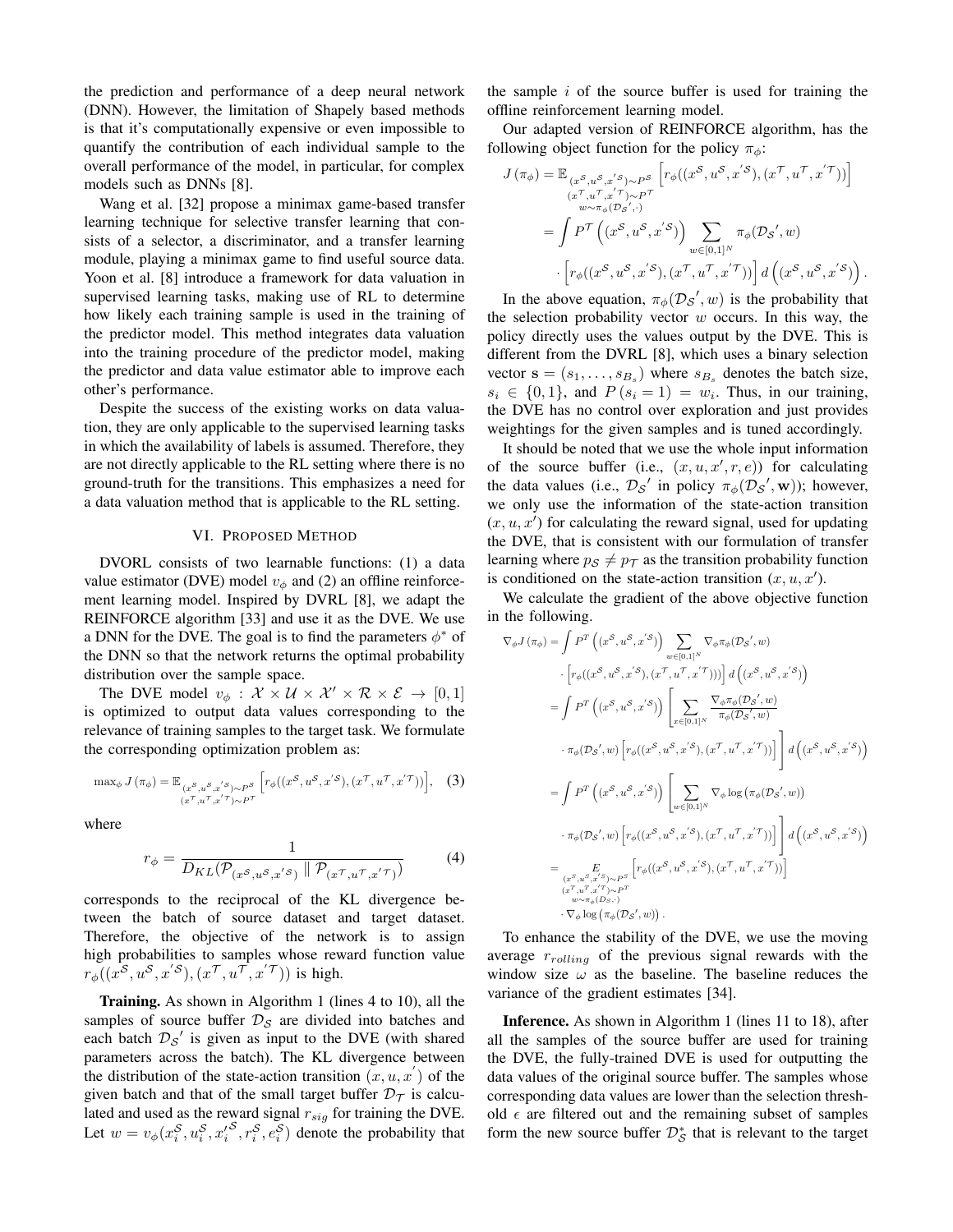the prediction and performance of a deep neural network (DNN). However, the limitation of Shapely based methods is that it's computationally expensive or even impossible to quantify the contribution of each individual sample to the overall performance of the model, in particular, for complex models such as DNNs [8].

Wang et al. [32] propose a minimax game-based transfer learning technique for selective transfer learning that consists of a selector, a discriminator, and a transfer learning module, playing a minimax game to find useful source data. Yoon et al. [8] introduce a framework for data valuation in supervised learning tasks, making use of RL to determine how likely each training sample is used in the training of the predictor model. This method integrates data valuation into the training procedure of the predictor model, making the predictor and data value estimator able to improve each other's performance.

Despite the success of the existing works on data valuation, they are only applicable to the supervised learning tasks in which the availability of labels is assumed. Therefore, they are not directly applicable to the RL setting where there is no ground-truth for the transitions. This emphasizes a need for a data valuation method that is applicable to the RL setting.

## VI. Proposed Method

DVORL consists of two learnable functions: (1) a data value estimator (DVE) model $v_\phi$ and (2) an offline reinforcement learning model. Inspired by DVRL [8], we adapt the REINFORCE algorithm [33] and use it as the DVE. We use a DNN for the DVE. The goal is to find the parameters $\phi^*$ of the DNN so that the network returns the optimal probability distribution over the sample space.

The DVE model $v_\phi : \mathcal{X} \times \mathcal{U} \times \mathcal{X}' \times \mathcal{R} \times \mathcal{E} \rightarrow [0, 1]$ is optimized to output data values corresponding to the relevance of training samples to the target task. We formulate the corresponding optimization problem as:

$$\max_\phi J(\pi_\phi) = \mathbb{E}_{\substack{(x^\mathcal{S}, u^\mathcal{S}, x'^\mathcal{S}) \sim P^\mathcal{S} \\ (x^\mathcal{T}, u^\mathcal{T}, x'^\mathcal{T}) \sim P^\mathcal{T}}} \Big[ r_\phi((x^\mathcal{S}, u^\mathcal{S}, x'^\mathcal{S}), (x^\mathcal{T}, u^\mathcal{T}, x'^\mathcal{T})) \Big], \quad (3)$$

where

$$r_\phi = \frac{1}{D_{KL}(\mathcal{P}_{(x^\mathcal{S}, u^\mathcal{S}, x'^\mathcal{S})} \parallel \mathcal{P}_{(x^\mathcal{T}, u^\mathcal{T}, x'^\mathcal{T})})} \quad (4)$$

corresponds to the reciprocal of the KL divergence between the batch of source dataset and target dataset. Therefore, the objective of the network is to assign high probabilities to samples whose reward function value $r_\phi((x^\mathcal{S}, u^\mathcal{S}, x'^\mathcal{S}), (x^\mathcal{T}, u^\mathcal{T}, x'^\mathcal{T}))$ is high.

**Training.** As shown in Algorithm 1 (lines 4 to 10), all the samples of source buffer $\mathcal{D}_\mathcal{S}$ are divided into batches and each batch $\mathcal{D}_\mathcal{S}'$ is given as input to the DVE (with shared parameters across the batch). The KL divergence between the distribution of the state-action transition $(x, u, x')$ of the given batch and that of the small target buffer $\mathcal{D}_\mathcal{T}$ is calculated and used as the reward signal $r_{sig}$ for training the DVE. Let $w = v_\phi(x_i^\mathcal{S}, u_i^\mathcal{S}, x_i'^\mathcal{S}, r_i^\mathcal{S}, e_i^\mathcal{S})$ denote the probability that the sample $i$ of the source buffer is used for training the offline reinforcement learning model.

Our adapted version of REINFORCE algorithm, has the following object function for the policy $\pi_\phi$:

$$\begin{aligned} J(\pi_\phi) &= \mathbb{E}_{\substack{(x^\mathcal{S}, u^\mathcal{S}, x'^\mathcal{S}) \sim P^\mathcal{S} \\ (x^\mathcal{T}, u^\mathcal{T}, x'^\mathcal{T}) \sim P^\mathcal{T} \\ w \sim \pi_\phi(\mathcal{D}_\mathcal{S}', \cdot)}} \Big[ r_\phi((x^\mathcal{S}, u^\mathcal{S}, x'^\mathcal{S}), (x^\mathcal{T}, u^\mathcal{T}, x'^\mathcal{T})) \Big] \\ &= \int P^\mathcal{T}\left((x^\mathcal{S}, u^\mathcal{S}, x'^\mathcal{S})\right) \sum_{w \in [0,1]^N} \pi_\phi(\mathcal{D}_\mathcal{S}', w) \\ &\quad \cdot \Big[ r_\phi((x^\mathcal{S}, u^\mathcal{S}, x'^\mathcal{S}), (x^\mathcal{T}, u^\mathcal{T}, x'^\mathcal{T})) \Big] d\left((x^\mathcal{S}, u^\mathcal{S}, x'^\mathcal{S})\right). \end{aligned}$$

In the above equation, $\pi_\phi(\mathcal{D}_\mathcal{S}', w)$ is the probability that the selection probability vector $w$ occurs. In this way, the policy directly uses the values output by the DVE. This is different from the DVRL [8], which uses a binary selection vector $\mathbf{s} = (s_1, \ldots, s_{B_s})$ where $s_{B_s}$ denotes the batch size, $s_i \in \{0, 1\}$, and $P(s_i = 1) = w_i$. Thus, in our training, the DVE has no control over exploration and just provides weightings for the given samples and is tuned accordingly.

It should be noted that we use the whole input information of the source buffer (i.e., $(x, u, x', r, e)$) for calculating the data values (i.e., $\mathcal{D}_\mathcal{S}'$ in policy $\pi_\phi(\mathcal{D}_\mathcal{S}', \mathbf{w})$); however, we only use the information of the state-action transition $(x, u, x')$ for calculating the reward signal, used for updating the DVE, that is consistent with our formulation of transfer learning where $p_\mathcal{S} \neq p_\mathcal{T}$ as the transition probability function is conditioned on the state-action transition $(x, u, x')$.

We calculate the gradient of the above objective function in the following.

$$\begin{aligned} \nabla_\phi J(\pi_\phi) &= \int P^T\left((x^\mathcal{S}, u^\mathcal{S}, x'^\mathcal{S})\right) \sum_{w \in [0,1]^N} \nabla_\phi \pi_\phi(\mathcal{D}_\mathcal{S}', w) \\ &\quad \cdot \Big[ r_\phi((x^\mathcal{S}, u^\mathcal{S}, x'^\mathcal{S}), (x^\mathcal{T}, u^\mathcal{T}, x'^\mathcal{T})) \Big] d\left((x^\mathcal{S}, u^\mathcal{S}, x'^\mathcal{S})\right) \\ &= \int P^T\left((x^\mathcal{S}, u^\mathcal{S}, x'^\mathcal{S})\right) \Bigg[ \sum_{x \in [0,1]^N} \frac{\nabla_\phi \pi_\phi(\mathcal{D}_\mathcal{S}', w)}{\pi_\phi(\mathcal{D}_\mathcal{S}', w)} \\ &\quad \cdot \pi_\phi(\mathcal{D}_\mathcal{S}', w) \Big[ r_\phi((x^\mathcal{S}, u^\mathcal{S}, x'^\mathcal{S}), (x^\mathcal{T}, u^\mathcal{T}, x'^\mathcal{T})) \Big] \Bigg] d\left((x^\mathcal{S}, u^\mathcal{S}, x'^\mathcal{S})\right) \\ &= \int P^T\left((x^\mathcal{S}, u^\mathcal{S}, x'^\mathcal{S})\right) \Bigg[ \sum_{w \in [0,1]^N} \nabla_\phi \log\left(\pi_\phi(\mathcal{D}_\mathcal{S}', w)\right) \\ &\quad \cdot \pi_\phi(\mathcal{D}_\mathcal{S}', w) \Big[ r_\phi((x^\mathcal{S}, u^\mathcal{S}, x'^\mathcal{S}), (x^\mathcal{T}, u^\mathcal{T}, x'^\mathcal{T})) \Big] \Bigg] d\left((x^\mathcal{S}, u^\mathcal{S}, x'^\mathcal{S})\right) \\ &= \underset{\substack{(x^\mathcal{S}, u^\mathcal{S}, x'^\mathcal{S}) \sim P^\mathcal{S} \\ (x^\mathcal{T}, u^\mathcal{T}, x'^\mathcal{T}) \sim P^\mathcal{T} \\ w \sim \pi_\phi(\mathcal{D}_\mathcal{S}, \cdot)}}{E} \Big[ r_\phi((x^\mathcal{S}, u^\mathcal{S}, x'^\mathcal{S}), (x^\mathcal{T}, u^\mathcal{T}, x'^\mathcal{T})) \Big] \\ &\quad \cdot \nabla_\phi \log\left(\pi_\phi(\mathcal{D}_\mathcal{S}', w)\right). \end{aligned}$$

To enhance the stability of the DVE, we use the moving average $r_{rolling}$ of the previous signal rewards with the window size $\omega$ as the baseline. The baseline reduces the variance of the gradient estimates [34].

**Inference.** As shown in Algorithm 1 (lines 11 to 18), after all the samples of the source buffer are used for training the DVE, the fully-trained DVE is used for outputting the data values of the original source buffer. The samples whose corresponding data values are lower than the selection threshold $\epsilon$ are filtered out and the remaining subset of samples form the new source buffer $\mathcal{D}_\mathcal{S}^*$ that is relevant to the target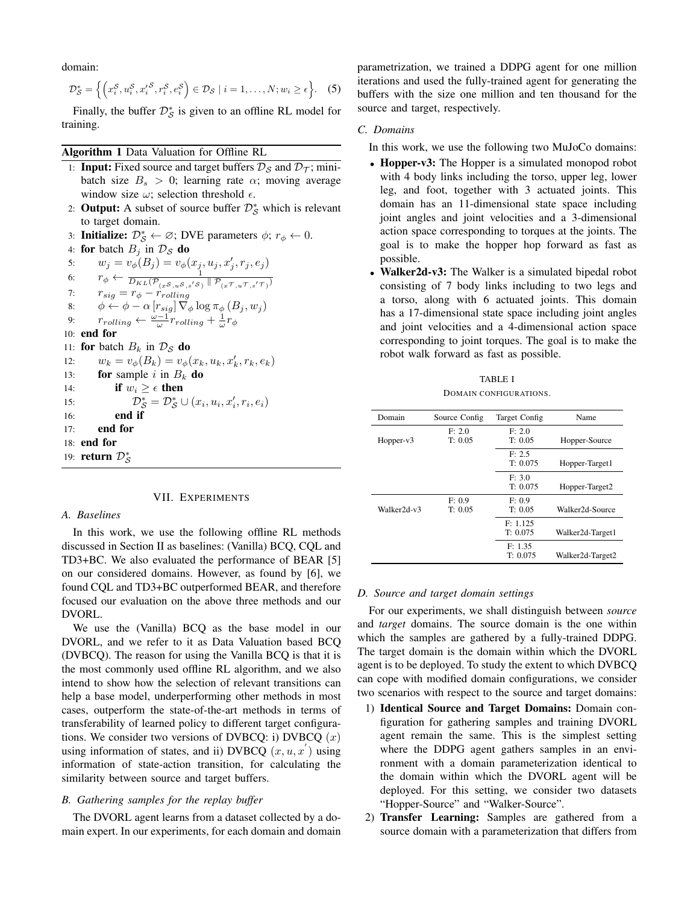domain:

$$\mathcal{D}_{\mathcal{S}}^{*} = \Big\{ \Big( x_i^{\mathcal{S}}, u_i^{\mathcal{S}}, x_i'^{\mathcal{S}}, r_i^{\mathcal{S}}, e_i^{\mathcal{S}} \Big) \in \mathcal{D}_{\mathcal{S}} \mid i = 1, \ldots, N; w_i \geq \epsilon \Big\}. \quad (5)$$

Finally, the buffer $\mathcal{D}_{\mathcal{S}}^{*}$ is given to an offline RL model for training.

**Algorithm 1** Data Valuation for Offline RL

```
1: Input: Fixed source and target buffers D_S and D_T; mini-
   batch size B_s > 0; learning rate α; moving average
   window size ω; selection threshold ε.
2: Output: A subset of source buffer D*_S which is relevant
   to target domain.
3: Initialize: D*_S ← ∅; DVE parameters φ; r_φ ← 0.
4: for batch B_j in D_S do
5:     w_j = v_φ(B_j) = v_φ(x_j, u_j, x'_j, r_j, e_j)
6:     r_φ ← 1 / D_KL(P_(x^S, u^S, s'^S) || P_(x^T, u^T, s'^T))
7:     r_sig = r_φ − r_rolling
8:     φ ← φ − α [r_sig] ∇_φ log π_φ (B_j, w_j)
9:     r_rolling ← ((ω−1)/ω) r_rolling + (1/ω) r_φ
10: end for
11: for batch B_k in D_S do
12:     w_k = v_φ(B_k) = v_φ(x_k, u_k, x'_k, r_k, e_k)
13:     for sample i in B_k do
14:         if w_i ≥ ε then
15:             D*_S = D*_S ∪ (x_i, u_i, x'_i, r_i, e_i)
16:         end if
17:     end for
18: end for
19: return D*_S
```

## VII. Experiments

### A. Baselines

In this work, we use the following offline RL methods discussed in Section II as baselines: (Vanilla) BCQ, CQL and TD3+BC. We also evaluated the performance of BEAR [5] on our considered domains. However, as found by [6], we found CQL and TD3+BC outperformed BEAR, and therefore focused our evaluation on the above three methods and our DVORL.

We use the (Vanilla) BCQ as the base model in our DVORL, and we refer to it as Data Valuation based BCQ (DVBCQ). The reason for using the Vanilla BCQ is that it is the most commonly used offline RL algorithm, and we also intend to show how the selection of relevant transitions can help a base model, underperforming other methods in most cases, outperform the state-of-the-art methods in terms of transferability of learned policy to different target configurations. We consider two versions of DVBCQ: i) DVBCQ $(x)$ using information of states, and ii) DVBCQ $(x, u, x')$ using information of state-action transition, for calculating the similarity between source and target buffers.

### B. Gathering samples for the replay buffer

The DVORL agent learns from a dataset collected by a domain expert. In our experiments, for each domain and domain parametrization, we trained a DDPG agent for one million iterations and used the fully-trained agent for generating the buffers with the size one million and ten thousand for the source and target, respectively.

### C. Domains

In this work, we use the following two MuJoCo domains:

- **Hopper-v3:** The Hopper is a simulated monopod robot with 4 body links including the torso, upper leg, lower leg, and foot, together with 3 actuated joints. This domain has an 11-dimensional state space including joint angles and joint velocities and a 3-dimensional action space corresponding to torques at the joints. The goal is to make the hopper hop forward as fast as possible.
- **Walker2d-v3:** The Walker is a simulated bipedal robot consisting of 7 body links including to two legs and a torso, along with 6 actuated joints. This domain has a 17-dimensional state space including joint angles and joint velocities and a 4-dimensional action space corresponding to joint torques. The goal is to make the robot walk forward as fast as possible.

TABLE I

Domain configurations.

| Domain | Source Config | Target Config | Name |
|---|---|---|---|
| Hopper-v3 | F: 2.0 T: 0.05 | F: 2.0 T: 0.05 | Hopper-Source |
| | | F: 2.5 T: 0.075 | Hopper-Target1 |
| | | F: 3.0 T: 0.075 | Hopper-Target2 |
| Walker2d-v3 | F: 0.9 T: 0.05 | F: 0.9 T: 0.05 | Walker2d-Source |
| | | F: 1.125 T: 0.075 | Walker2d-Target1 |
| | | F: 1.35 T: 0.075 | Walker2d-Target2 |

### D. Source and target domain settings

For our experiments, we shall distinguish between *source* and *target* domains. The source domain is the one within which the samples are gathered by a fully-trained DDPG. The target domain is the domain within which the DVORL agent is to be deployed. To study the extent to which DVBCQ can cope with modified domain configurations, we consider two scenarios with respect to the source and target domains:

1) **Identical Source and Target Domains:** Domain configuration for gathering samples and training DVORL agent remain the same. This is the simplest setting where the DDPG agent gathers samples in an environment with a domain parameterization identical to the domain within which the DVORL agent will be deployed. For this setting, we consider two datasets "Hopper-Source" and "Walker-Source".
2) **Transfer Learning:** Samples are gathered from a source domain with a parameterization that differs from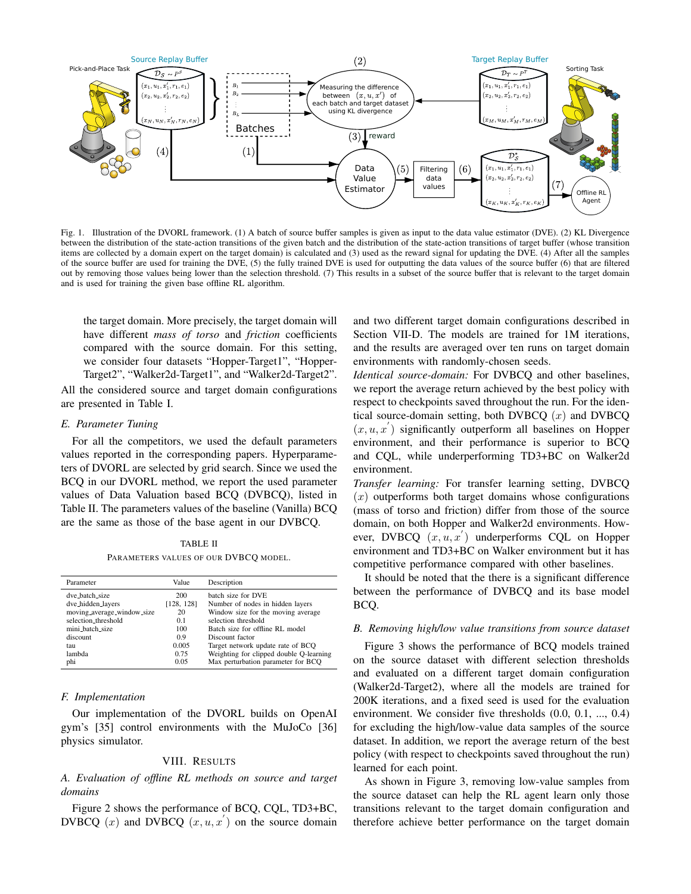Fig. 1. Illustration of the DVORL framework. (1) A batch of source buffer samples is given as input to the data value estimator (DVE). (2) KL Divergence between the distribution of the state-action transitions of the given batch and the distribution of the state-action transitions of target buffer (whose transition items are collected by a domain expert on the target domain) is calculated and (3) used as the reward signal for updating the DVE. (4) After all the samples of the source buffer are used for training the DVE, (5) the fully trained DVE is used for outputting the data values of the source buffer (6) that are filtered out by removing those values being lower than the selection threshold. (7) This results in a subset of the source buffer that is relevant to the target domain and is used for training the given base offline RL algorithm.

the target domain. More precisely, the target domain will have different *mass of torso* and *friction* coefficients compared with the source domain. For this setting, we consider four datasets "Hopper-Target1", "Hopper-Target2", "Walker2d-Target1", and "Walker2d-Target2".

All the considered source and target domain configurations are presented in Table I.

### *E. Parameter Tuning*

For all the competitors, we used the default parameters values reported in the corresponding papers. Hyperparameters of DVORL are selected by grid search. Since we used the BCQ in our DVORL method, we report the used parameter values of Data Valuation based BCQ (DVBCQ), listed in Table II. The parameters values of the baseline (Vanilla) BCQ are the same as those of the base agent in our DVBCQ.

TABLE II
PARAMETERS VALUES OF OUR DVBCQ MODEL.

| Parameter | Value | Description |
|---|---|---|
| dve_batch_size | 200 | batch size for DVE |
| dve_hidden_layers | [128, 128] | Number of nodes in hidden layers |
| moving_average_window_size | 20 | Window size for the moving average |
| selection_threshold | 0.1 | selection threshold |
| mini_batch_size | 100 | Batch size for offline RL model |
| discount | 0.9 | Discount factor |
| tau | 0.005 | Target network update rate of BCQ |
| lambda | 0.75 | Weighting for clipped double Q-learning |
| phi | 0.05 | Max perturbation parameter for BCQ |

### *F. Implementation*

Our implementation of the DVORL builds on OpenAI gym's [35] control environments with the MuJoCo [36] physics simulator.

## VIII. RESULTS

### *A. Evaluation of offline RL methods on source and target domains*

Figure 2 shows the performance of BCQ, CQL, TD3+BC, DVBCQ $(x)$ and DVBCQ $(x, u, x^{'})$ on the source domain and two different target domain configurations described in Section VII-D. The models are trained for 1M iterations, and the results are averaged over ten runs on target domain environments with randomly-chosen seeds.

*Identical source-domain:* For DVBCQ and other baselines, we report the average return achieved by the best policy with respect to checkpoints saved throughout the run. For the identical source-domain setting, both DVBCQ $(x)$ and DVBCQ $(x, u, x^{'})$ significantly outperform all baselines on Hopper environment, and their performance is superior to BCQ and CQL, while underperforming TD3+BC on Walker2d environment.

*Transfer learning:* For transfer learning setting, DVBCQ $(x)$ outperforms both target domains whose configurations (mass of torso and friction) differ from those of the source domain, on both Hopper and Walker2d environments. However, DVBCQ $(x, u, x^{'})$ underperforms CQL on Hopper environment and TD3+BC on Walker environment but it has competitive performance compared with other baselines.

It should be noted that the there is a significant difference between the performance of DVBCQ and its base model BCQ.

### *B. Removing high/low value transitions from source dataset*

Figure 3 shows the performance of BCQ models trained on the source dataset with different selection thresholds and evaluated on a different target domain configuration (Walker2d-Target2), where all the models are trained for 200K iterations, and a fixed seed is used for the evaluation environment. We consider five thresholds (0.0, 0.1, ..., 0.4) for excluding the high/low-value data samples of the source dataset. In addition, we report the average return of the best policy (with respect to checkpoints saved throughout the run) learned for each point.

As shown in Figure 3, removing low-value samples from the source dataset can help the RL agent learn only those transitions relevant to the target domain configuration and therefore achieve better performance on the target domain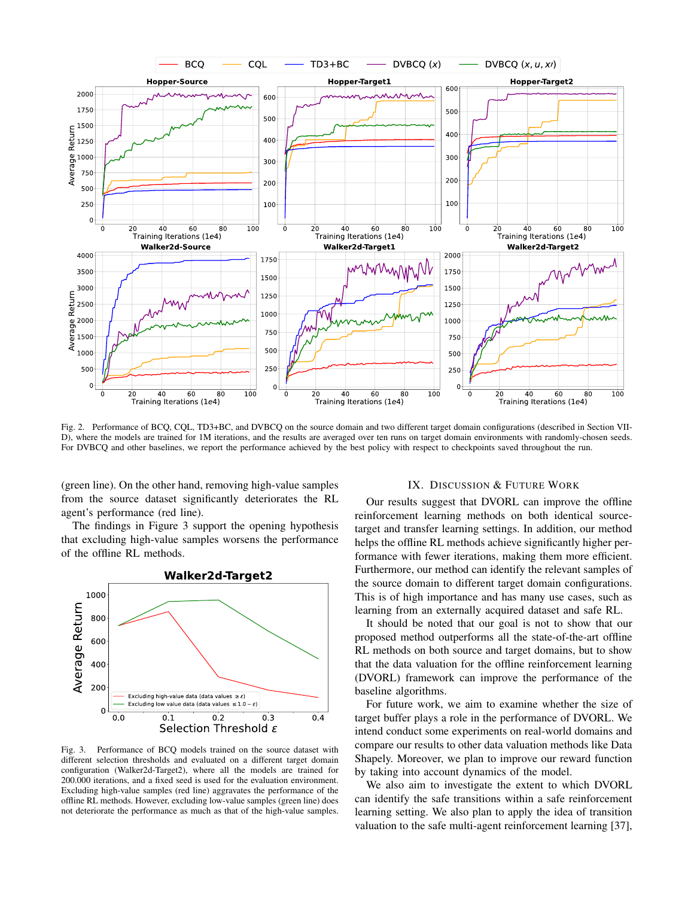Fig. 2. Performance of BCQ, CQL, TD3+BC, and DVBCQ on the source domain and two different target domain configurations (described in Section VII-D), where the models are trained for 1M iterations, and the results are averaged over ten runs on target domain environments with randomly-chosen seeds. For DVBCQ and other baselines, we report the performance achieved by the best policy with respect to checkpoints saved throughout the run.

(green line). On the other hand, removing high-value samples from the source dataset significantly deteriorates the RL agent's performance (red line).

The findings in Figure 3 support the opening hypothesis that excluding high-value samples worsens the performance of the offline RL methods.

Fig. 3. Performance of BCQ models trained on the source dataset with different selection thresholds and evaluated on a different target domain configuration (Walker2d-Target2), where all the models are trained for 200.000 iterations, and a fixed seed is used for the evaluation environment. Excluding high-value samples (red line) aggravates the performance of the offline RL methods. However, excluding low-value samples (green line) does not deteriorate the performance as much as that of the high-value samples.

## IX. Discussion & Future Work

Our results suggest that DVORL can improve the offline reinforcement learning methods on both identical source-target and transfer learning settings. In addition, our method helps the offline RL methods achieve significantly higher performance with fewer iterations, making them more efficient. Furthermore, our method can identify the relevant samples of the source domain to different target domain configurations. This is of high importance and has many use cases, such as learning from an externally acquired dataset and safe RL.

It should be noted that our goal is not to show that our proposed method outperforms all the state-of-the-art offline RL methods on both source and target domains, but to show that the data valuation for the offline reinforcement learning (DVORL) framework can improve the performance of the baseline algorithms.

For future work, we aim to examine whether the size of target buffer plays a role in the performance of DVORL. We intend conduct some experiments on real-world domains and compare our results to other data valuation methods like Data Shapely. Moreover, we plan to improve our reward function by taking into account dynamics of the model.

We also aim to investigate the extent to which DVORL can identify the safe transitions within a safe reinforcement learning setting. We also plan to apply the idea of transition valuation to the safe multi-agent reinforcement learning [37],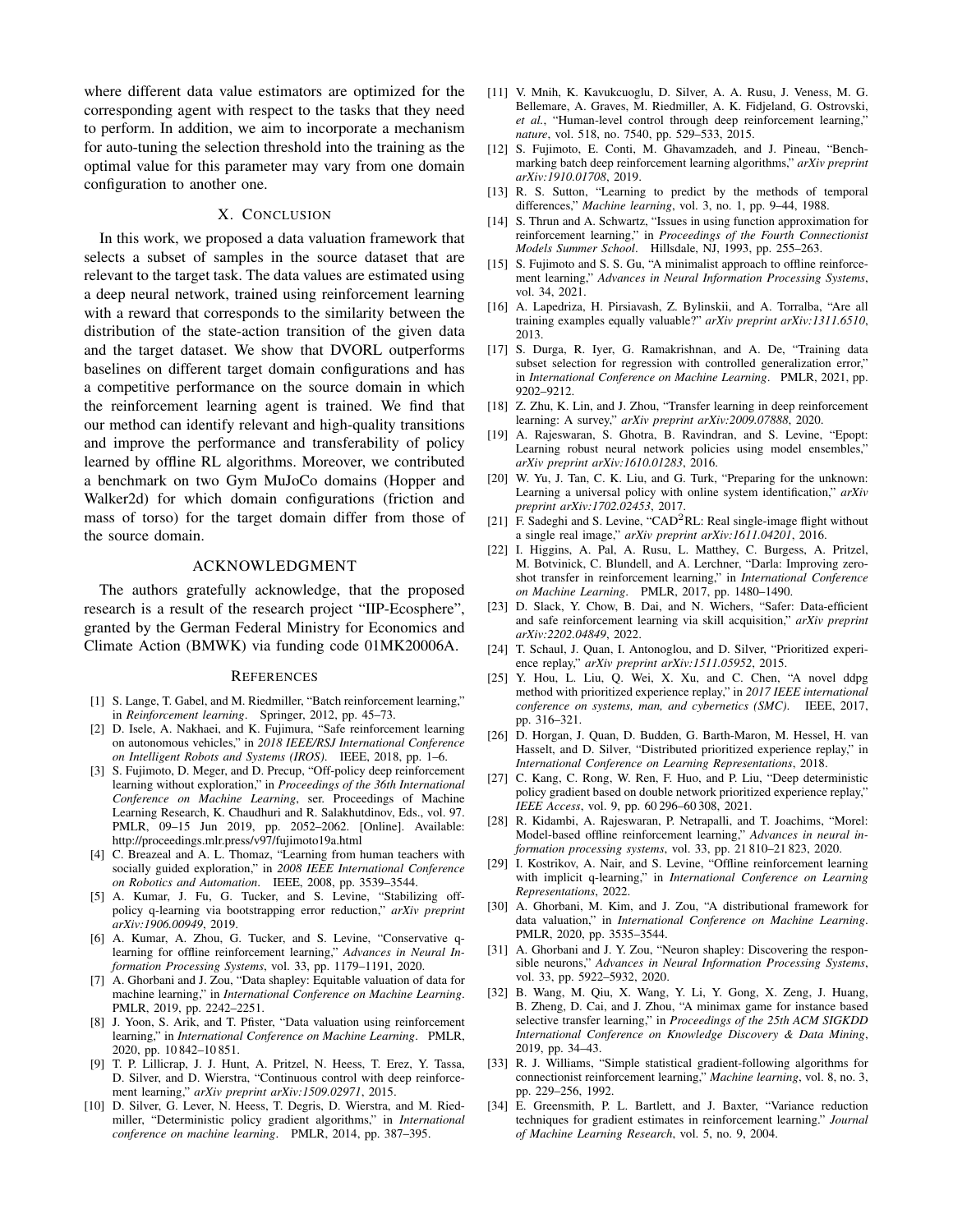where different data value estimators are optimized for the corresponding agent with respect to the tasks that they need to perform. In addition, we aim to incorporate a mechanism for auto-tuning the selection threshold into the training as the optimal value for this parameter may vary from one domain configuration to another one.

## X. Conclusion

In this work, we proposed a data valuation framework that selects a subset of samples in the source dataset that are relevant to the target task. The data values are estimated using a deep neural network, trained using reinforcement learning with a reward that corresponds to the similarity between the distribution of the state-action transition of the given data and the target dataset. We show that DVORL outperforms baselines on different target domain configurations and has a competitive performance on the source domain in which the reinforcement learning agent is trained. We find that our method can identify relevant and high-quality transitions and improve the performance and transferability of policy learned by offline RL algorithms. Moreover, we contributed a benchmark on two Gym MuJoCo domains (Hopper and Walker2d) for which domain configurations (friction and mass of torso) for the target domain differ from those of the source domain.

## Acknowledgment

The authors gratefully acknowledge, that the proposed research is a result of the research project "IIP-Ecosphere", granted by the German Federal Ministry for Economics and Climate Action (BMWK) via funding code 01MK20006A.

## References

[1] S. Lange, T. Gabel, and M. Riedmiller, "Batch reinforcement learning," in *Reinforcement learning*. Springer, 2012, pp. 45–73.

[2] D. Isele, A. Nakhaei, and K. Fujimura, "Safe reinforcement learning on autonomous vehicles," in *2018 IEEE/RSJ International Conference on Intelligent Robots and Systems (IROS)*. IEEE, 2018, pp. 1–6.

[3] S. Fujimoto, D. Meger, and D. Precup, "Off-policy deep reinforcement learning without exploration," in *Proceedings of the 36th International Conference on Machine Learning*, ser. Proceedings of Machine Learning Research, K. Chaudhuri and R. Salakhutdinov, Eds., vol. 97. PMLR, 09–15 Jun 2019, pp. 2052–2062. [Online]. Available: http://proceedings.mlr.press/v97/fujimoto19a.html

[4] C. Breazeal and A. L. Thomaz, "Learning from human teachers with socially guided exploration," in *2008 IEEE International Conference on Robotics and Automation*. IEEE, 2008, pp. 3539–3544.

[5] A. Kumar, J. Fu, G. Tucker, and S. Levine, "Stabilizing off-policy q-learning via bootstrapping error reduction," *arXiv preprint arXiv:1906.00949*, 2019.

[6] A. Kumar, A. Zhou, G. Tucker, and S. Levine, "Conservative q-learning for offline reinforcement learning," *Advances in Neural Information Processing Systems*, vol. 33, pp. 1179–1191, 2020.

[7] A. Ghorbani and J. Zou, "Data shapley: Equitable valuation of data for machine learning," in *International Conference on Machine Learning*. PMLR, 2019, pp. 2242–2251.

[8] J. Yoon, S. Arik, and T. Pfister, "Data valuation using reinforcement learning," in *International Conference on Machine Learning*. PMLR, 2020, pp. 10 842–10 851.

[9] T. P. Lillicrap, J. J. Hunt, A. Pritzel, N. Heess, T. Erez, Y. Tassa, D. Silver, and D. Wierstra, "Continuous control with deep reinforcement learning," *arXiv preprint arXiv:1509.02971*, 2015.

[10] D. Silver, G. Lever, N. Heess, T. Degris, D. Wierstra, and M. Riedmiller, "Deterministic policy gradient algorithms," in *International conference on machine learning*. PMLR, 2014, pp. 387–395.

[11] V. Mnih, K. Kavukcuoglu, D. Silver, A. A. Rusu, J. Veness, M. G. Bellemare, A. Graves, M. Riedmiller, A. K. Fidjeland, G. Ostrovski, *et al.*, "Human-level control through deep reinforcement learning," *nature*, vol. 518, no. 7540, pp. 529–533, 2015.

[12] S. Fujimoto, E. Conti, M. Ghavamzadeh, and J. Pineau, "Benchmarking batch deep reinforcement learning algorithms," *arXiv preprint arXiv:1910.01708*, 2019.

[13] R. S. Sutton, "Learning to predict by the methods of temporal differences," *Machine learning*, vol. 3, no. 1, pp. 9–44, 1988.

[14] S. Thrun and A. Schwartz, "Issues in using function approximation for reinforcement learning," in *Proceedings of the Fourth Connectionist Models Summer School*. Hillsdale, NJ, 1993, pp. 255–263.

[15] S. Fujimoto and S. S. Gu, "A minimalist approach to offline reinforcement learning," *Advances in Neural Information Processing Systems*, vol. 34, 2021.

[16] A. Lapedriza, H. Pirsiavash, Z. Bylinskii, and A. Torralba, "Are all training examples equally valuable?" *arXiv preprint arXiv:1311.6510*, 2013.

[17] S. Durga, R. Iyer, G. Ramakrishnan, and A. De, "Training data subset selection for regression with controlled generalization error," in *International Conference on Machine Learning*. PMLR, 2021, pp. 9202–9212.

[18] Z. Zhu, K. Lin, and J. Zhou, "Transfer learning in deep reinforcement learning: A survey," *arXiv preprint arXiv:2009.07888*, 2020.

[19] A. Rajeswaran, S. Ghotra, B. Ravindran, and S. Levine, "Epopt: Learning robust neural network policies using model ensembles," *arXiv preprint arXiv:1610.01283*, 2016.

[20] W. Yu, J. Tan, C. K. Liu, and G. Turk, "Preparing for the unknown: Learning a universal policy with online system identification," *arXiv preprint arXiv:1702.02453*, 2017.

[21] F. Sadeghi and S. Levine, "CAD$^2$RL: Real single-image flight without a single real image," *arXiv preprint arXiv:1611.04201*, 2016.

[22] I. Higgins, A. Pal, A. Rusu, L. Matthey, C. Burgess, A. Pritzel, M. Botvinick, C. Blundell, and A. Lerchner, "Darla: Improving zero-shot transfer in reinforcement learning," in *International Conference on Machine Learning*. PMLR, 2017, pp. 1480–1490.

[23] D. Slack, Y. Chow, B. Dai, and N. Wichers, "Safer: Data-efficient and safe reinforcement learning via skill acquisition," *arXiv preprint arXiv:2202.04849*, 2022.

[24] T. Schaul, J. Quan, I. Antonoglou, and D. Silver, "Prioritized experience replay," *arXiv preprint arXiv:1511.05952*, 2015.

[25] Y. Hou, L. Liu, Q. Wei, X. Xu, and C. Chen, "A novel ddpg method with prioritized experience replay," in *2017 IEEE international conference on systems, man, and cybernetics (SMC)*. IEEE, 2017, pp. 316–321.

[26] D. Horgan, J. Quan, D. Budden, G. Barth-Maron, M. Hessel, H. van Hasselt, and D. Silver, "Distributed prioritized experience replay," in *International Conference on Learning Representations*, 2018.

[27] C. Kang, C. Rong, W. Ren, F. Huo, and P. Liu, "Deep deterministic policy gradient based on double network prioritized experience replay," *IEEE Access*, vol. 9, pp. 60 296–60 308, 2021.

[28] R. Kidambi, A. Rajeswaran, P. Netrapalli, and T. Joachims, "Morel: Model-based offline reinforcement learning," *Advances in neural information processing systems*, vol. 33, pp. 21 810–21 823, 2020.

[29] I. Kostrikov, A. Nair, and S. Levine, "Offline reinforcement learning with implicit q-learning," in *International Conference on Learning Representations*, 2022.

[30] A. Ghorbani, M. Kim, and J. Zou, "A distributional framework for data valuation," in *International Conference on Machine Learning*. PMLR, 2020, pp. 3535–3544.

[31] A. Ghorbani and J. Y. Zou, "Neuron shapley: Discovering the responsible neurons," *Advances in Neural Information Processing Systems*, vol. 33, pp. 5922–5932, 2020.

[32] B. Wang, M. Qiu, X. Wang, Y. Li, Y. Gong, X. Zeng, J. Huang, B. Zheng, D. Cai, and J. Zhou, "A minimax game for instance based selective transfer learning," in *Proceedings of the 25th ACM SIGKDD International Conference on Knowledge Discovery & Data Mining*, 2019, pp. 34–43.

[33] R. J. Williams, "Simple statistical gradient-following algorithms for connectionist reinforcement learning," *Machine learning*, vol. 8, no. 3, pp. 229–256, 1992.

[34] E. Greensmith, P. L. Bartlett, and J. Baxter, "Variance reduction techniques for gradient estimates in reinforcement learning." *Journal of Machine Learning Research*, vol. 5, no. 9, 2004.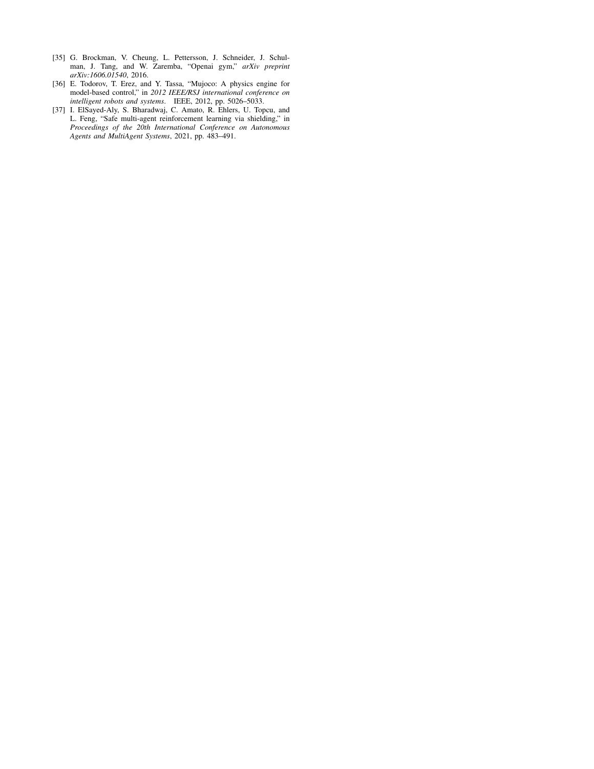[35] G. Brockman, V. Cheung, L. Pettersson, J. Schneider, J. Schulman, J. Tang, and W. Zaremba, "Openai gym," *arXiv preprint arXiv:1606.01540*, 2016.

[36] E. Todorov, T. Erez, and Y. Tassa, "Mujoco: A physics engine for model-based control," in *2012 IEEE/RSJ international conference on intelligent robots and systems*. IEEE, 2012, pp. 5026–5033.

[37] I. ElSayed-Aly, S. Bharadwaj, C. Amato, R. Ehlers, U. Topcu, and L. Feng, "Safe multi-agent reinforcement learning via shielding," in *Proceedings of the 20th International Conference on Autonomous Agents and MultiAgent Systems*, 2021, pp. 483–491.